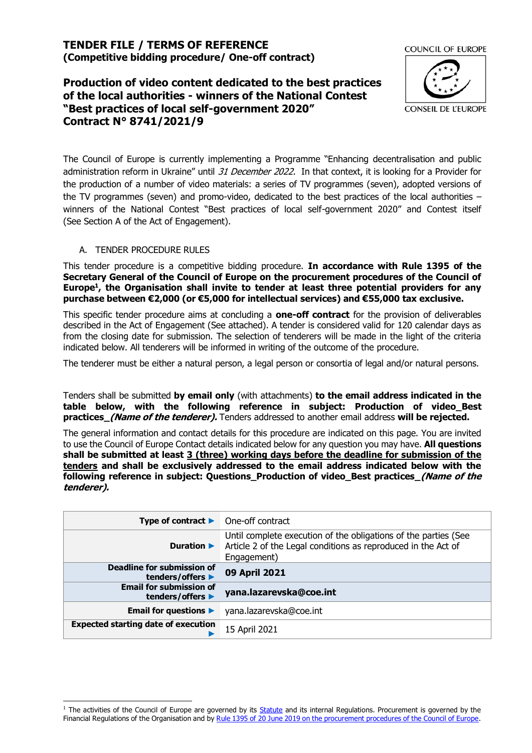# TENDER FILE / TERMS OF REFERENCE
**(Competitive bidding procedure/ One-off contract)**

COUNCIL OF EUROPE

CONSEIL DE L'EUROPE

## Production of video content dedicated to the best practices of the local authorities - winners of the National Contest "Best practices of local self-government 2020"
## Contract N° 8741/2021/9

The Council of Europe is currently implementing a Programme "Enhancing decentralisation and public administration reform in Ukraine" until *31 December 2022*. In that context, it is looking for a Provider for the production of a number of video materials: a series of TV programmes (seven), adopted versions of the TV programmes (seven) and promo-video, dedicated to the best practices of the local authorities – winners of the National Contest "Best practices of local self-government 2020" and Contest itself (See Section A of the Act of Engagement).

A. TENDER PROCEDURE RULES

This tender procedure is a competitive bidding procedure. **In accordance with Rule 1395 of the Secretary General of the Council of Europe on the procurement procedures of the Council of Europe[1], the Organisation shall invite to tender at least three potential providers for any purchase between €2,000 (or €5,000 for intellectual services) and €55,000 tax exclusive.**

This specific tender procedure aims at concluding a **one-off contract** for the provision of deliverables described in the Act of Engagement (See attached). A tender is considered valid for 120 calendar days as from the closing date for submission. The selection of tenderers will be made in the light of the criteria indicated below. All tenderers will be informed in writing of the outcome of the procedure.

The tenderer must be either a natural person, a legal person or consortia of legal and/or natural persons.

Tenders shall be submitted **by email only** (with attachments) **to the email address indicated in the table below, with the following reference in subject: Production of video_Best practices_*(Name of the tenderer)*.** Tenders addressed to another email address **will be rejected.**

The general information and contact details for this procedure are indicated on this page. You are invited to use the Council of Europe Contact details indicated below for any question you may have. **All questions shall be submitted at least <u>3 (three) working days before the deadline for submission of the tenders</u> and shall be exclusively addressed to the email address indicated below with the following reference in subject: Questions_Production of video_Best practices_*(Name of the tenderer)*.**

| | |
|---|---|
| **Type of contract ▶** | One-off contract |
| **Duration ▶** | Until complete execution of the obligations of the parties (See Article 2 of the Legal conditions as reproduced in the Act of Engagement) |
| **Deadline for submission of tenders/offers ▶** | **09 April 2021** |
| **Email for submission of tenders/offers ▶** | **yana.lazarevska@coe.int** |
| **Email for questions ▶** | yana.lazarevska@coe.int |
| **Expected starting date of execution ▶** | 15 April 2021 |

[1] The activities of the Council of Europe are governed by its Statute and its internal Regulations. Procurement is governed by the Financial Regulations of the Organisation and by Rule 1395 of 20 June 2019 on the procurement procedures of the Council of Europe.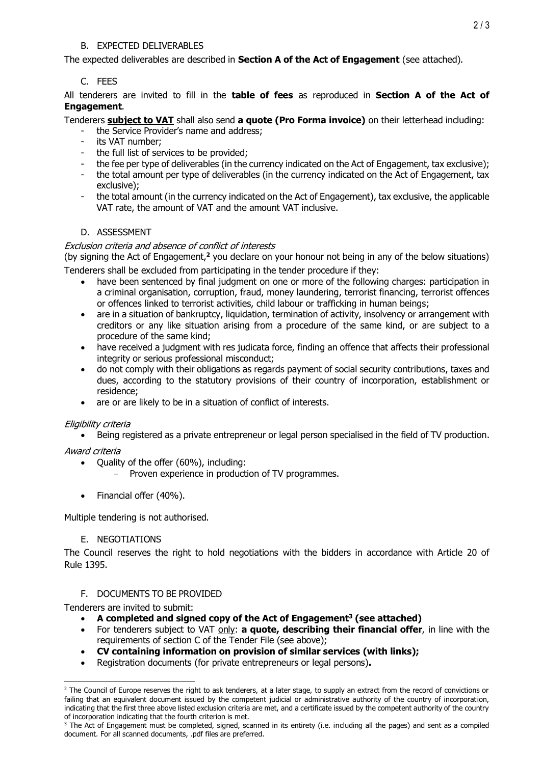## B. EXPECTED DELIVERABLES

The expected deliverables are described in **Section A of the Act of Engagement** (see attached).

## C. FEES

All tenderers are invited to fill in the **table of fees** as reproduced in **Section A of the Act of Engagement**.

Tenderers **subject to VAT** shall also send **a quote (Pro Forma invoice)** on their letterhead including:

- the Service Provider's name and address;
- its VAT number;
- the full list of services to be provided;
- the fee per type of deliverables (in the currency indicated on the Act of Engagement, tax exclusive);
- the total amount per type of deliverables (in the currency indicated on the Act of Engagement, tax exclusive);
- the total amount (in the currency indicated on the Act of Engagement), tax exclusive, the applicable VAT rate, the amount of VAT and the amount VAT inclusive.

## D. ASSESSMENT

*Exclusion criteria and absence of conflict of interests*

(by signing the Act of Engagement,[2] you declare on your honour not being in any of the below situations)

Tenderers shall be excluded from participating in the tender procedure if they:

- have been sentenced by final judgment on one or more of the following charges: participation in a criminal organisation, corruption, fraud, money laundering, terrorist financing, terrorist offences or offences linked to terrorist activities, child labour or trafficking in human beings;
- are in a situation of bankruptcy, liquidation, termination of activity, insolvency or arrangement with creditors or any like situation arising from a procedure of the same kind, or are subject to a procedure of the same kind;
- have received a judgment with res judicata force, finding an offence that affects their professional integrity or serious professional misconduct;
- do not comply with their obligations as regards payment of social security contributions, taxes and dues, according to the statutory provisions of their country of incorporation, establishment or residence;
- are or are likely to be in a situation of conflict of interests.

*Eligibility criteria*

- Being registered as a private entrepreneur or legal person specialised in the field of TV production.

*Award criteria*

- Quality of the offer (60%), including:
  - Proven experience in production of TV programmes.
- Financial offer (40%).

Multiple tendering is not authorised.

## E. NEGOTIATIONS

The Council reserves the right to hold negotiations with the bidders in accordance with Article 20 of Rule 1395.

## F. DOCUMENTS TO BE PROVIDED

Tenderers are invited to submit:

- **A completed and signed copy of the Act of Engagement[3] (see attached)**
- For tenderers subject to VAT only: **a quote, describing their financial offer**, in line with the requirements of section C of the Tender File (see above);
- **CV containing information on provision of similar services (with links);**
- Registration documents (for private entrepreneurs or legal persons)**.**

---

[2] The Council of Europe reserves the right to ask tenderers, at a later stage, to supply an extract from the record of convictions or failing that an equivalent document issued by the competent judicial or administrative authority of the country of incorporation, indicating that the first three above listed exclusion criteria are met, and a certificate issued by the competent authority of the country of incorporation indicating that the fourth criterion is met.

[3] The Act of Engagement must be completed, signed, scanned in its entirety (i.e. including all the pages) and sent as a compiled document. For all scanned documents, .pdf files are preferred.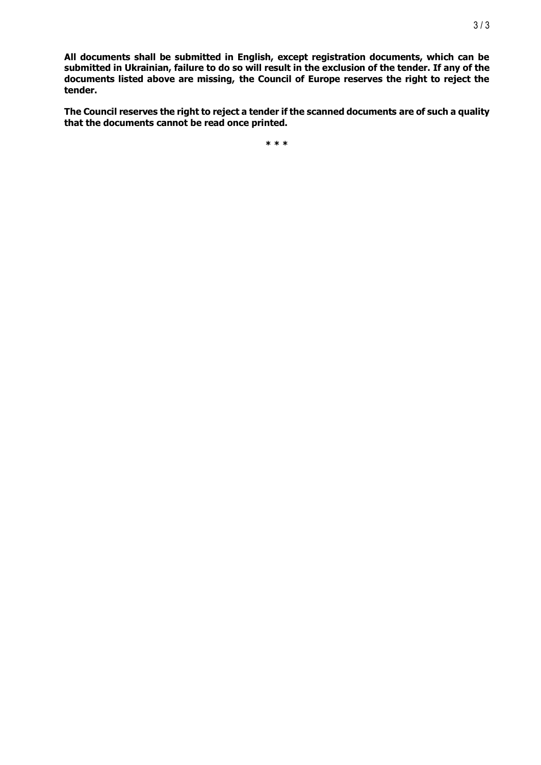**All documents shall be submitted in English, except registration documents, which can be submitted in Ukrainian, failure to do so will result in the exclusion of the tender. If any of the documents listed above are missing, the Council of Europe reserves the right to reject the tender.**

**The Council reserves the right to reject a tender if the scanned documents are of such a quality that the documents cannot be read once printed.**

\* \* \*